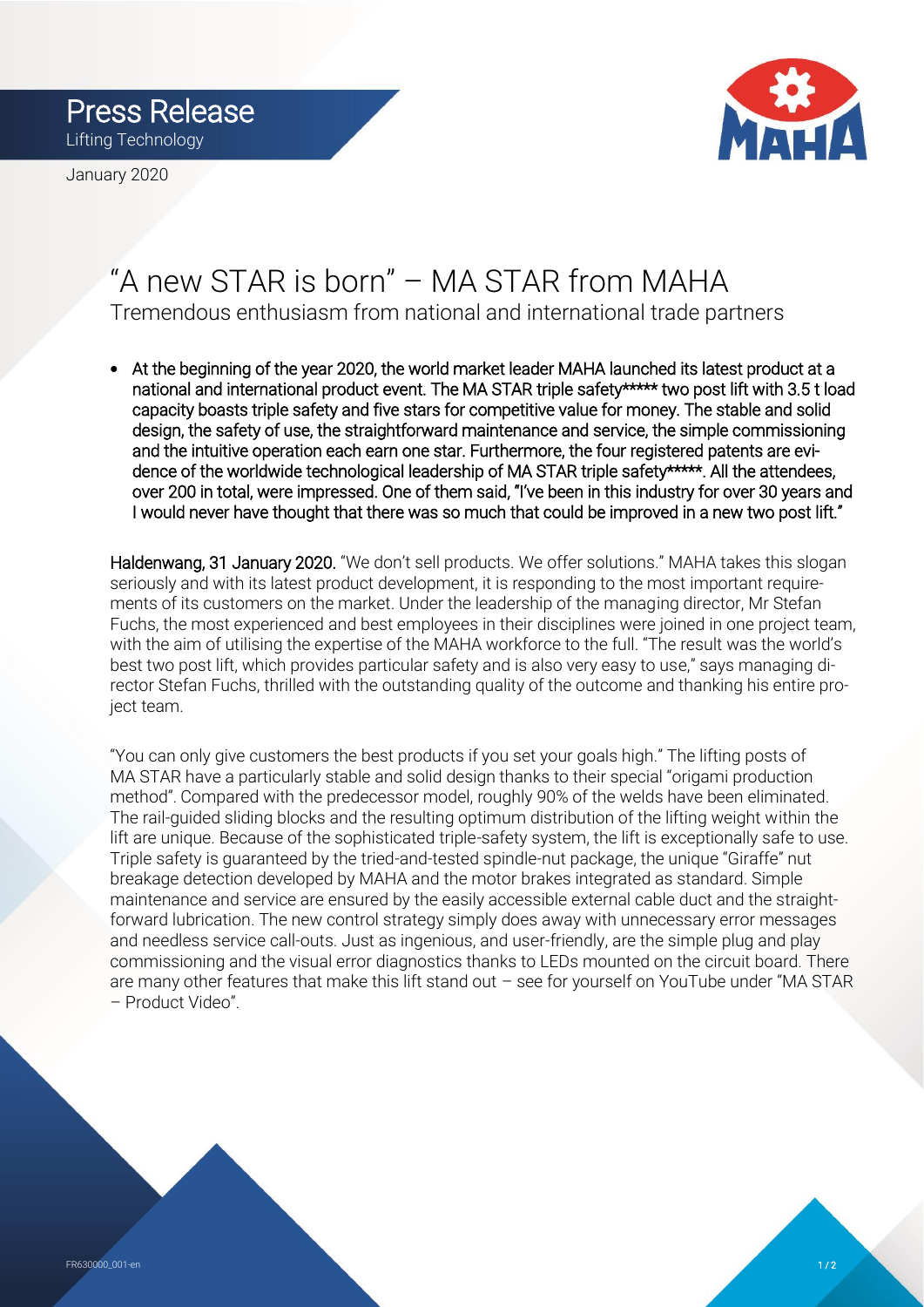Press Release
Lifting Technology

January 2020

# "A new STAR is born" – MA STAR from MAHA

## Tremendous enthusiasm from national and international trade partners

- **At the beginning of the year 2020, the world market leader MAHA launched its latest product at a national and international product event. The MA STAR triple safety***** two post lift with 3.5 t load capacity boasts triple safety and five stars for competitive value for money. The stable and solid design, the safety of use, the straightforward maintenance and service, the simple commissioning and the intuitive operation each earn one star. Furthermore, the four registered patents are evidence of the worldwide technological leadership of MA STAR triple safety*****. All the attendees, over 200 in total, were impressed. One of them said, "I've been in this industry for over 30 years and I would never have thought that there was so much that could be improved in a new two post lift."**

**Haldenwang, 31 January 2020.** "We don't sell products. We offer solutions." MAHA takes this slogan seriously and with its latest product development, it is responding to the most important requirements of its customers on the market. Under the leadership of the managing director, Mr Stefan Fuchs, the most experienced and best employees in their disciplines were joined in one project team, with the aim of utilising the expertise of the MAHA workforce to the full. "The result was the world's best two post lift, which provides particular safety and is also very easy to use," says managing director Stefan Fuchs, thrilled with the outstanding quality of the outcome and thanking his entire project team.

"You can only give customers the best products if you set your goals high." The lifting posts of MA STAR have a particularly stable and solid design thanks to their special "origami production method". Compared with the predecessor model, roughly 90% of the welds have been eliminated. The rail-guided sliding blocks and the resulting optimum distribution of the lifting weight within the lift are unique. Because of the sophisticated triple-safety system, the lift is exceptionally safe to use. Triple safety is guaranteed by the tried-and-tested spindle-nut package, the unique "Giraffe" nut breakage detection developed by MAHA and the motor brakes integrated as standard. Simple maintenance and service are ensured by the easily accessible external cable duct and the straightforward lubrication. The new control strategy simply does away with unnecessary error messages and needless service call-outs. Just as ingenious, and user-friendly, are the simple plug and play commissioning and the visual error diagnostics thanks to LEDs mounted on the circuit board. There are many other features that make this lift stand out – see for yourself on YouTube under "MA STAR – Product Video".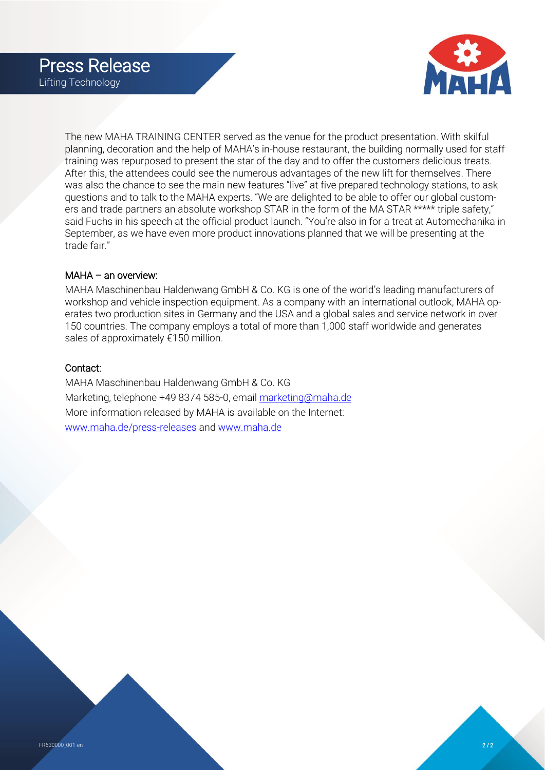The new MAHA TRAINING CENTER served as the venue for the product presentation. With skilful planning, decoration and the help of MAHA's in-house restaurant, the building normally used for staff training was repurposed to present the star of the day and to offer the customers delicious treats. After this, the attendees could see the numerous advantages of the new lift for themselves. There was also the chance to see the main new features "live" at five prepared technology stations, to ask questions and to talk to the MAHA experts. "We are delighted to be able to offer our global customers and trade partners an absolute workshop STAR in the form of the MA STAR ***** triple safety," said Fuchs in his speech at the official product launch. "You're also in for a treat at Automechanika in September, as we have even more product innovations planned that we will be presenting at the trade fair."

**MAHA – an overview:**

MAHA Maschinenbau Haldenwang GmbH & Co. KG is one of the world's leading manufacturers of workshop and vehicle inspection equipment. As a company with an international outlook, MAHA operates two production sites in Germany and the USA and a global sales and service network in over 150 countries. The company employs a total of more than 1,000 staff worldwide and generates sales of approximately €150 million.

**Contact:**

MAHA Maschinenbau Haldenwang GmbH & Co. KG
Marketing, telephone +49 8374 585-0, email marketing@maha.de
More information released by MAHA is available on the Internet:
www.maha.de/press-releases and www.maha.de